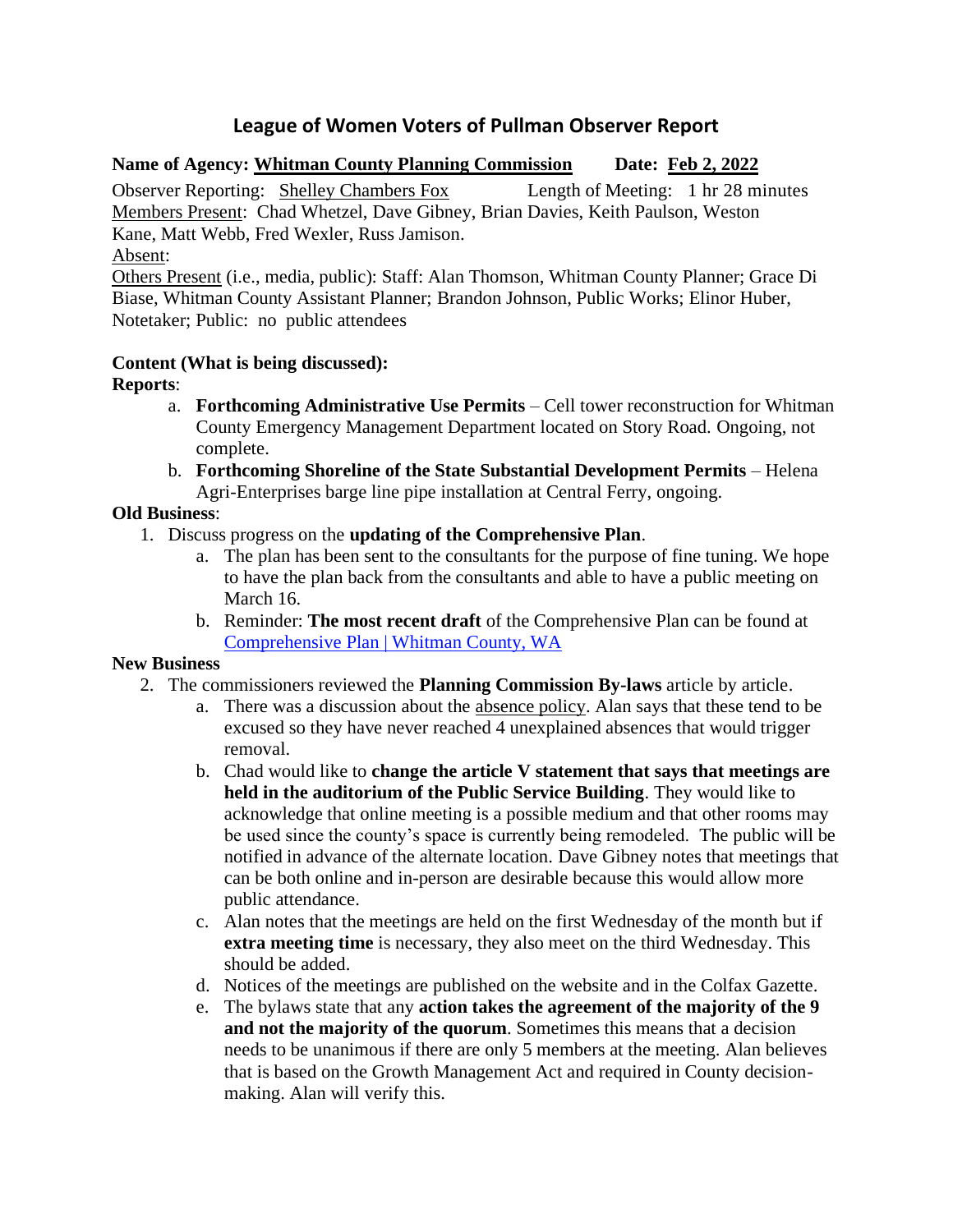# League of Women Voters of Pullman Observer Report

**Name of Agency:** **Whitman County Planning Commission** **Date:** **Feb 2, 2022**

Observer Reporting: Shelley Chambers Fox Length of Meeting: 1 hr 28 minutes

Members Present: Chad Whetzel, Dave Gibney, Brian Davies, Keith Paulson, Weston Kane, Matt Webb, Fred Wexler, Russ Jamison.

Absent:

Others Present (i.e., media, public): Staff: Alan Thomson, Whitman County Planner; Grace Di Biase, Whitman County Assistant Planner; Brandon Johnson, Public Works; Elinor Huber, Notetaker; Public: no public attendees

**Content (What is being discussed):**

**Reports**:

a. **Forthcoming Administrative Use Permits** – Cell tower reconstruction for Whitman County Emergency Management Department located on Story Road. Ongoing, not complete.
b. **Forthcoming Shoreline of the State Substantial Development Permits** – Helena Agri-Enterprises barge line pipe installation at Central Ferry, ongoing.

**Old Business**:

1. Discuss progress on the **updating of the Comprehensive Plan**.
   a. The plan has been sent to the consultants for the purpose of fine tuning. We hope to have the plan back from the consultants and able to have a public meeting on March 16.
   b. Reminder: **The most recent draft** of the Comprehensive Plan can be found at [Comprehensive Plan | Whitman County, WA]

**New Business**

2. The commissioners reviewed the **Planning Commission By-laws** article by article.
   a. There was a discussion about the absence policy. Alan says that these tend to be excused so they have never reached 4 unexplained absences that would trigger removal.
   b. Chad would like to **change the article V statement that says that meetings are held in the auditorium of the Public Service Building**. They would like to acknowledge that online meeting is a possible medium and that other rooms may be used since the county's space is currently being remodeled. The public will be notified in advance of the alternate location. Dave Gibney notes that meetings that can be both online and in-person are desirable because this would allow more public attendance.
   c. Alan notes that the meetings are held on the first Wednesday of the month but if **extra meeting time** is necessary, they also meet on the third Wednesday. This should be added.
   d. Notices of the meetings are published on the website and in the Colfax Gazette.
   e. The bylaws state that any **action takes the agreement of the majority of the 9 and not the majority of the quorum**. Sometimes this means that a decision needs to be unanimous if there are only 5 members at the meeting. Alan believes that is based on the Growth Management Act and required in County decision-making. Alan will verify this.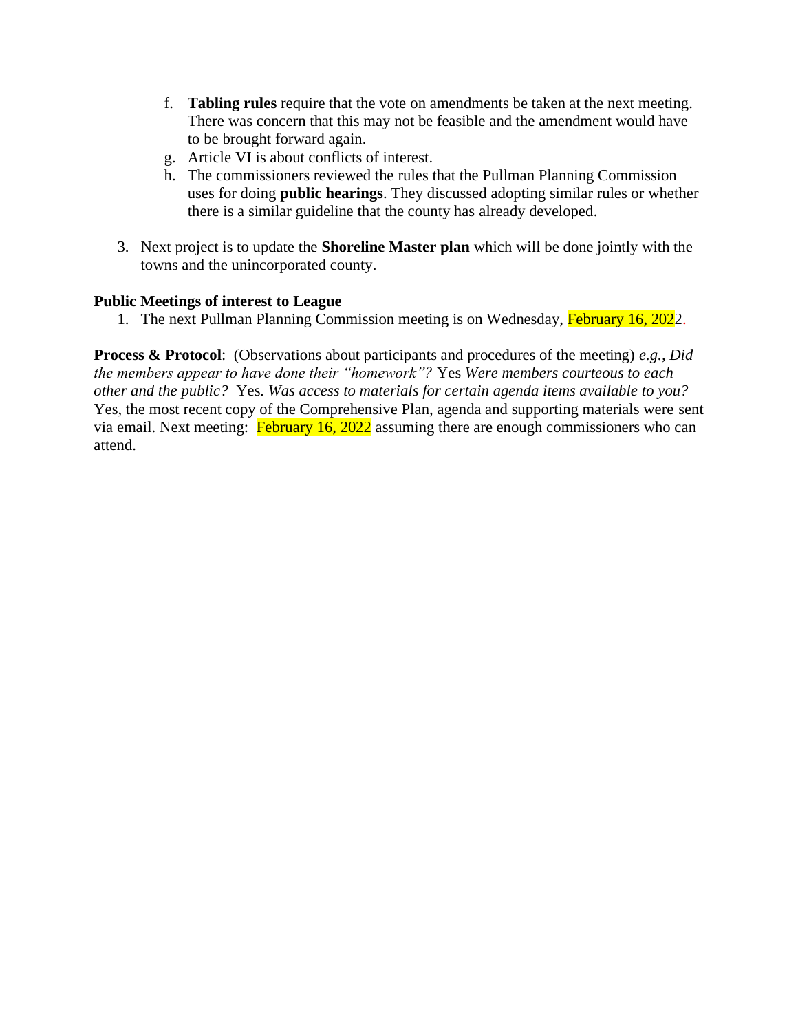f. **Tabling rules** require that the vote on amendments be taken at the next meeting. There was concern that this may not be feasible and the amendment would have to be brought forward again.
g. Article VI is about conflicts of interest.
h. The commissioners reviewed the rules that the Pullman Planning Commission uses for doing **public hearings**. They discussed adopting similar rules or whether there is a similar guideline that the county has already developed.

3. Next project is to update the **Shoreline Master plan** which will be done jointly with the towns and the unincorporated county.

**Public Meetings of interest to League**

1. The next Pullman Planning Commission meeting is on Wednesday, February 16, 2022.

**Process & Protocol**: (Observations about participants and procedures of the meeting) *e.g., Did the members appear to have done their "homework"?* Yes *Were members courteous to each other and the public?* Yes. *Was access to materials for certain agenda items available to you?* Yes, the most recent copy of the Comprehensive Plan, agenda and supporting materials were sent via email. Next meeting: February 16, 2022 assuming there are enough commissioners who can attend.